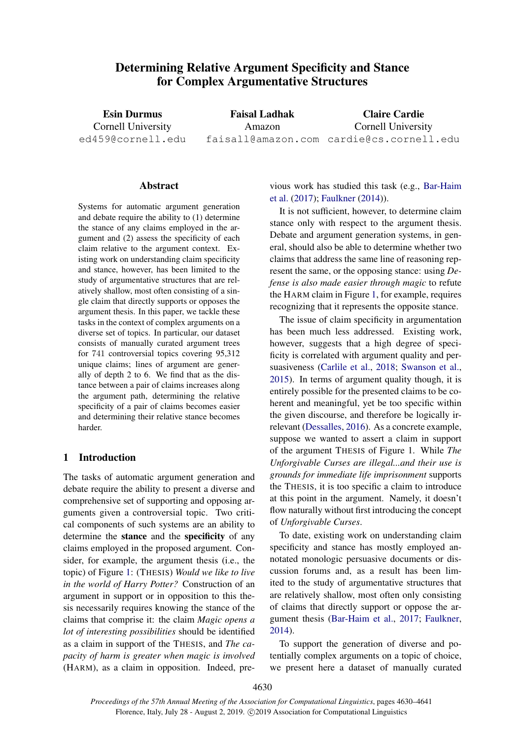# Determining Relative Argument Specificity and Stance for Complex Argumentative Structures

**Esin Durmus**
Cornell University
ed459@cornell.edu

**Faisal Ladhak**
Amazon
faisall@amazon.com

**Claire Cardie**
Cornell University
cardie@cs.cornell.edu

## Abstract

Systems for automatic argument generation and debate require the ability to (1) determine the stance of any claims employed in the argument and (2) assess the specificity of each claim relative to the argument context. Existing work on understanding claim specificity and stance, however, has been limited to the study of argumentative structures that are relatively shallow, most often consisting of a single claim that directly supports or opposes the argument thesis. In this paper, we tackle these tasks in the context of complex arguments on a diverse set of topics. In particular, our dataset consists of manually curated argument trees for 741 controversial topics covering 95,312 unique claims; lines of argument are generally of depth 2 to 6. We find that as the distance between a pair of claims increases along the argument path, determining the relative specificity of a pair of claims becomes easier and determining their relative stance becomes harder.

## 1 Introduction

The tasks of automatic argument generation and debate require the ability to present a diverse and comprehensive set of supporting and opposing arguments given a controversial topic. Two critical components of such systems are an ability to determine the **stance** and the **specificity** of any claims employed in the proposed argument. Consider, for example, the argument thesis (i.e., the topic) of Figure 1: (THESIS) *Would we like to live in the world of Harry Potter?* Construction of an argument in support or in opposition to this thesis necessarily requires knowing the stance of the claims that comprise it: the claim *Magic opens a lot of interesting possibilities* should be identified as a claim in support of the THESIS, and *The capacity of harm is greater when magic is involved* (HARM), as a claim in opposition. Indeed, previous work has studied this task (e.g., Bar-Haim et al. (2017); Faulkner (2014)).

It is not sufficient, however, to determine claim stance only with respect to the argument thesis. Debate and argument generation systems, in general, should also be able to determine whether two claims that address the same line of reasoning represent the same, or the opposing stance: using *Defense is also made easier through magic* to refute the HARM claim in Figure 1, for example, requires recognizing that it represents the opposite stance.

The issue of claim specificity in argumentation has been much less addressed. Existing work, however, suggests that a high degree of specificity is correlated with argument quality and persuasiveness (Carlile et al., 2018; Swanson et al., 2015). In terms of argument quality though, it is entirely possible for the presented claims to be coherent and meaningful, yet be too specific within the given discourse, and therefore be logically irrelevant (Dessalles, 2016). As a concrete example, suppose we wanted to assert a claim in support of the argument THESIS of Figure 1. While *The Unforgivable Curses are illegal...and their use is grounds for immediate life imprisonment* supports the THESIS, it is too specific a claim to introduce at this point in the argument. Namely, it doesn't flow naturally without first introducing the concept of *Unforgivable Curses*.

To date, existing work on understanding claim specificity and stance has mostly employed annotated monologic persuasive documents or discussion forums and, as a result has been limited to the study of argumentative structures that are relatively shallow, most often only consisting of claims that directly support or oppose the argument thesis (Bar-Haim et al., 2017; Faulkner, 2014).

To support the generation of diverse and potentially complex arguments on a topic of choice, we present here a dataset of manually curated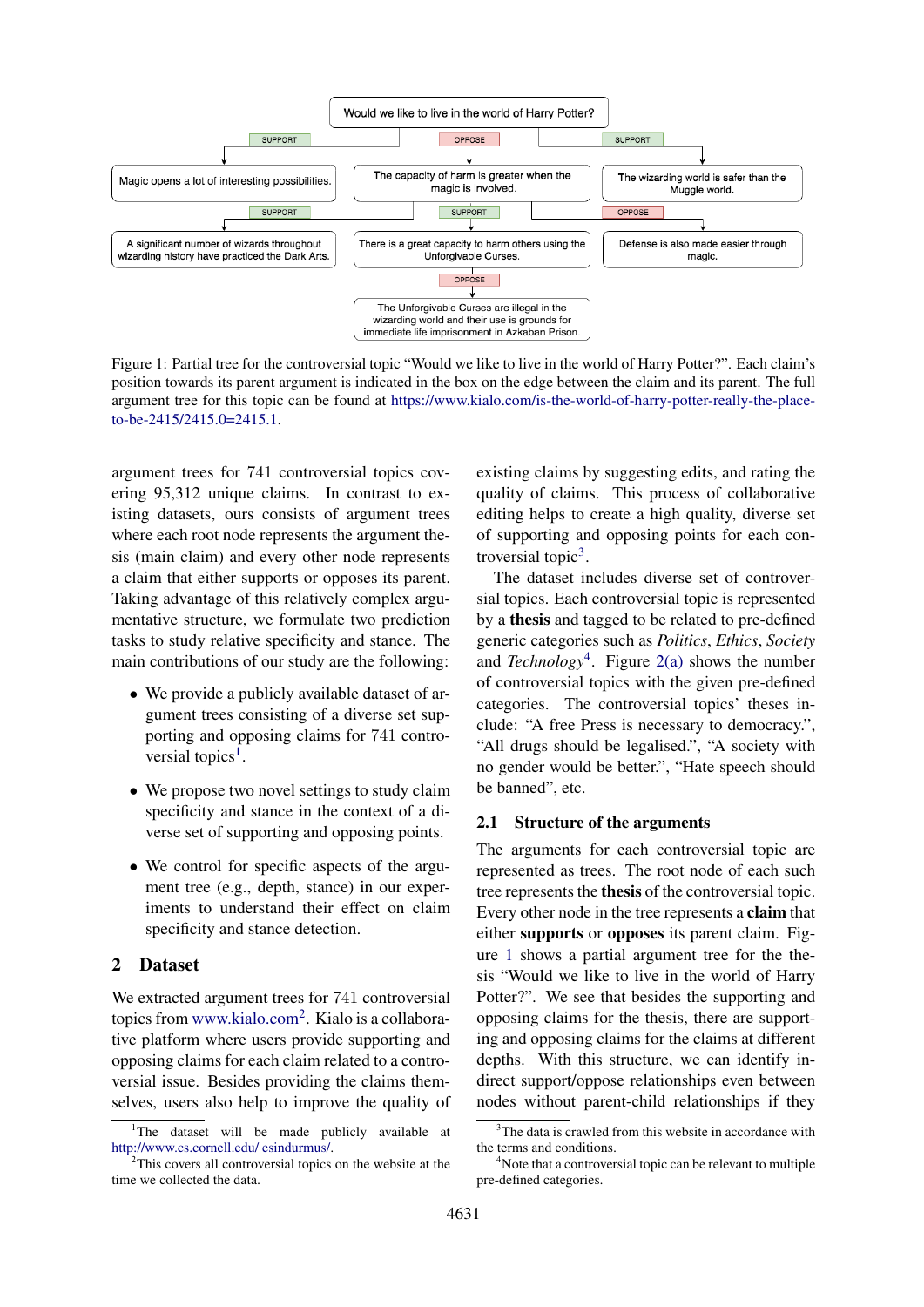Would we like to live in the world of Harry Potter?

- SUPPORT: Magic opens a lot of interesting possibilities.
  - SUPPORT: A significant number of wizards throughout wizarding history have practiced the Dark Arts.
- OPPOSE: The capacity of harm is greater when the magic is involved.
  - SUPPORT: There is a great capacity to harm others using the Unforgivable Curses.
    - OPPOSE: The Unforgivable Curses are illegal in the wizarding world and their use is grounds for immediate life imprisonment in Azkaban Prison.
- SUPPORT: The wizarding world is safer than the Muggle world.
  - OPPOSE: Defense is also made easier through magic.

Figure 1: Partial tree for the controversial topic "Would we like to live in the world of Harry Potter?". Each claim's position towards its parent argument is indicated in the box on the edge between the claim and its parent. The full argument tree for this topic can be found at https://www.kialo.com/is-the-world-of-harry-potter-really-the-place-to-be-2415/2415.0=2415.1.

argument trees for 741 controversial topics covering 95,312 unique claims. In contrast to existing datasets, ours consists of argument trees where each root node represents the argument thesis (main claim) and every other node represents a claim that either supports or opposes its parent. Taking advantage of this relatively complex argumentative structure, we formulate two prediction tasks to study relative specificity and stance. The main contributions of our study are the following:

- We provide a publicly available dataset of argument trees consisting of a diverse set supporting and opposing claims for 741 controversial topics[1].
- We propose two novel settings to study claim specificity and stance in the context of a diverse set of supporting and opposing points.
- We control for specific aspects of the argument tree (e.g., depth, stance) in our experiments to understand their effect on claim specificity and stance detection.

## 2 Dataset

We extracted argument trees for 741 controversial topics from www.kialo.com[2]. Kialo is a collaborative platform where users provide supporting and opposing claims for each claim related to a controversial issue. Besides providing the claims themselves, users also help to improve the quality of existing claims by suggesting edits, and rating the quality of claims. This process of collaborative editing helps to create a high quality, diverse set of supporting and opposing points for each controversial topic[3].

The dataset includes diverse set of controversial topics. Each controversial topic is represented by a **thesis** and tagged to be related to pre-defined generic categories such as *Politics*, *Ethics*, *Society* and *Technology*[4]. Figure 2(a) shows the number of controversial topics with the given pre-defined categories. The controversial topics' theses include: "A free Press is necessary to democracy.", "All drugs should be legalised.", "A society with no gender would be better.", "Hate speech should be banned", etc.

### 2.1 Structure of the arguments

The arguments for each controversial topic are represented as trees. The root node of each such tree represents the **thesis** of the controversial topic. Every other node in the tree represents a **claim** that either **supports** or **opposes** its parent claim. Figure 1 shows a partial argument tree for the thesis "Would we like to live in the world of Harry Potter?". We see that besides the supporting and opposing claims for the thesis, there are supporting and opposing claims for the claims at different depths. With this structure, we can identify indirect support/oppose relationships even between nodes without parent-child relationships if they

[1] The dataset will be made publicly available at http://www.cs.cornell.edu/ esindurmus/.

[2] This covers all controversial topics on the website at the time we collected the data.

[3] The data is crawled from this website in accordance with the terms and conditions.

[4] Note that a controversial topic can be relevant to multiple pre-defined categories.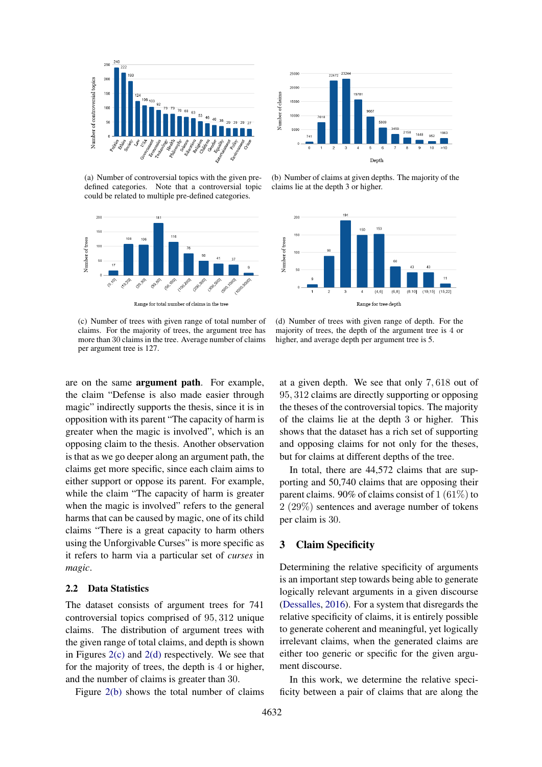(a) Number of controversial topics with the given pre-defined categories. Note that a controversial topic could be related to multiple pre-defined categories.

(b) Number of claims at given depths. The majority of the claims lie at the depth 3 or higher.

(c) Number of trees with given range of total number of claims. For the majority of trees, the argument tree has more than 30 claims in the tree. Average number of claims per argument tree is 127.

(d) Number of trees with given range of depth. For the majority of trees, the depth of the argument tree is 4 or higher, and average depth per argument tree is 5.

are on the same **argument path**. For example, the claim "Defense is also made easier through magic" indirectly supports the thesis, since it is in opposition with its parent "The capacity of harm is greater when the magic is involved", which is an opposing claim to the thesis. Another observation is that as we go deeper along an argument path, the claims get more specific, since each claim aims to either support or oppose its parent. For example, while the claim "The capacity of harm is greater when the magic is involved" refers to the general harms that can be caused by magic, one of its child claims "There is a great capacity to harm others using the Unforgivable Curses" is more specific as it refers to harm via a particular set of *curses* in *magic*.

### 2.2 Data Statistics

The dataset consists of argument trees for 741 controversial topics comprised of 95,312 unique claims. The distribution of argument trees with the given range of total claims, and depth is shown in Figures 2(c) and 2(d) respectively. We see that for the majority of trees, the depth is 4 or higher, and the number of claims is greater than 30.

Figure 2(b) shows the total number of claims at a given depth. We see that only 7,618 out of 95,312 claims are directly supporting or opposing the theses of the controversial topics. The majority of the claims lie at the depth 3 or higher. This shows that the dataset has a rich set of supporting and opposing claims for not only for the theses, but for claims at different depths of the tree.

In total, there are 44,572 claims that are supporting and 50,740 claims that are opposing their parent claims. 90% of claims consist of 1 (61%) to 2 (29%) sentences and average number of tokens per claim is 30.

## 3 Claim Specificity

Determining the relative specificity of arguments is an important step towards being able to generate logically relevant arguments in a given discourse (Dessalles, 2016). For a system that disregards the relative specificity of claims, it is entirely possible to generate coherent and meaningful, yet logically irrelevant claims, when the generated claims are either too generic or specific for the given argument discourse.

In this work, we determine the relative specificity between a pair of claims that are along the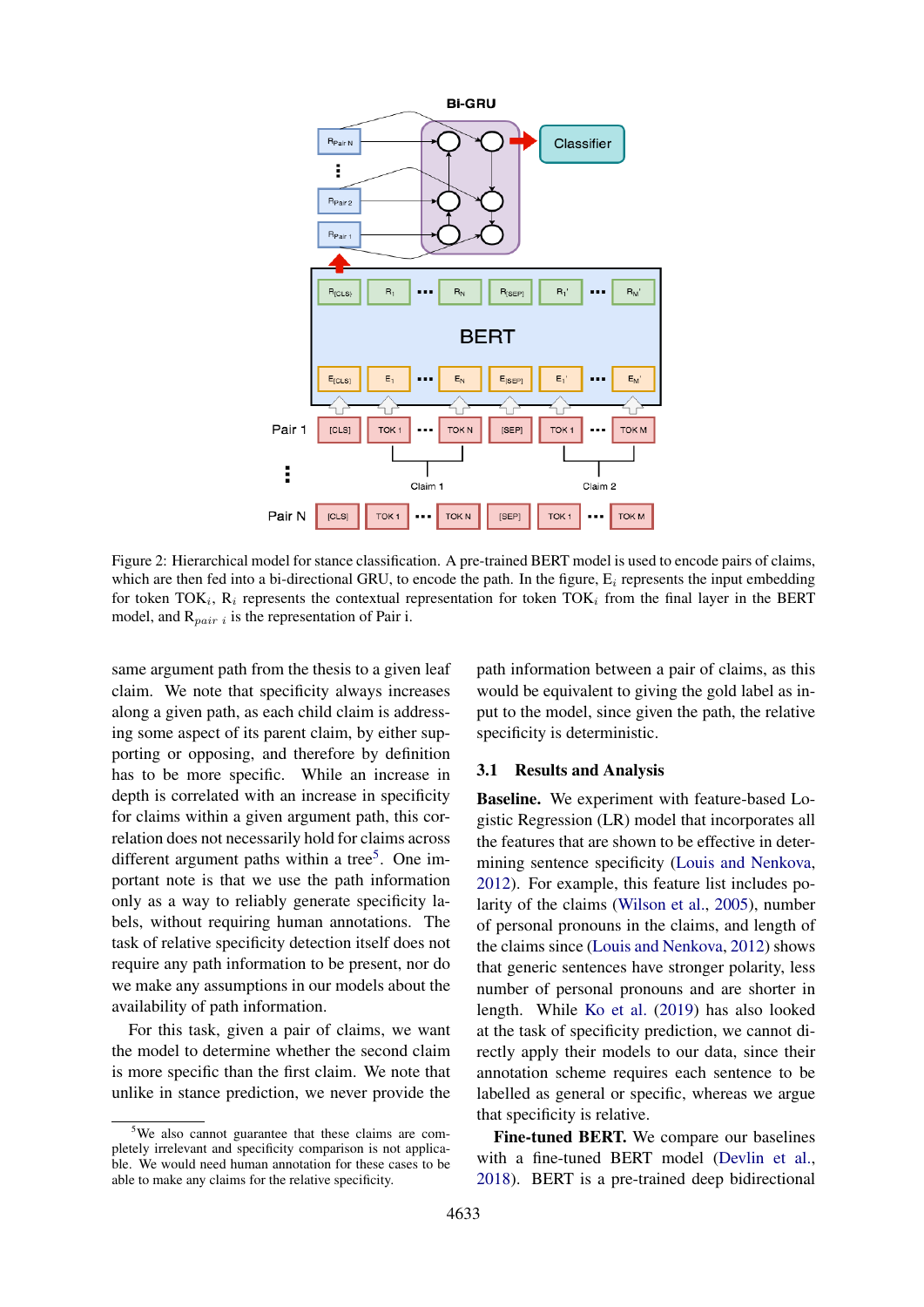Figure 2: Hierarchical model for stance classification. A pre-trained BERT model is used to encode pairs of claims, which are then fed into a bi-directional GRU, to encode the path. In the figure, $E_i$ represents the input embedding for token $TOK_i$, $R_i$ represents the contextual representation for token $TOK_i$ from the final layer in the BERT model, and $R_{pair\ i}$ is the representation of Pair i.

same argument path from the thesis to a given leaf claim. We note that specificity always increases along a given path, as each child claim is addressing some aspect of its parent claim, by either supporting or opposing, and therefore by definition has to be more specific. While an increase in depth is correlated with an increase in specificity for claims within a given argument path, this correlation does not necessarily hold for claims across different argument paths within a tree[5]. One important note is that we use the path information only as a way to reliably generate specificity labels, without requiring human annotations. The task of relative specificity detection itself does not require any path information to be present, nor do we make any assumptions in our models about the availability of path information.

For this task, given a pair of claims, we want the model to determine whether the second claim is more specific than the first claim. We note that unlike in stance prediction, we never provide the path information between a pair of claims, as this would be equivalent to giving the gold label as input to the model, since given the path, the relative specificity is deterministic.

[5]We also cannot guarantee that these claims are completely irrelevant and specificity comparison is not applicable. We would need human annotation for these cases to be able to make any claims for the relative specificity.

### 3.1 Results and Analysis

**Baseline.** We experiment with feature-based Logistic Regression (LR) model that incorporates all the features that are shown to be effective in determining sentence specificity (Louis and Nenkova, 2012). For example, this feature list includes polarity of the claims (Wilson et al., 2005), number of personal pronouns in the claims, and length of the claims since (Louis and Nenkova, 2012) shows that generic sentences have stronger polarity, less number of personal pronouns and are shorter in length. While Ko et al. (2019) has also looked at the task of specificity prediction, we cannot directly apply their models to our data, since their annotation scheme requires each sentence to be labelled as general or specific, whereas we argue that specificity is relative.

**Fine-tuned BERT.** We compare our baselines with a fine-tuned BERT model (Devlin et al., 2018). BERT is a pre-trained deep bidirectional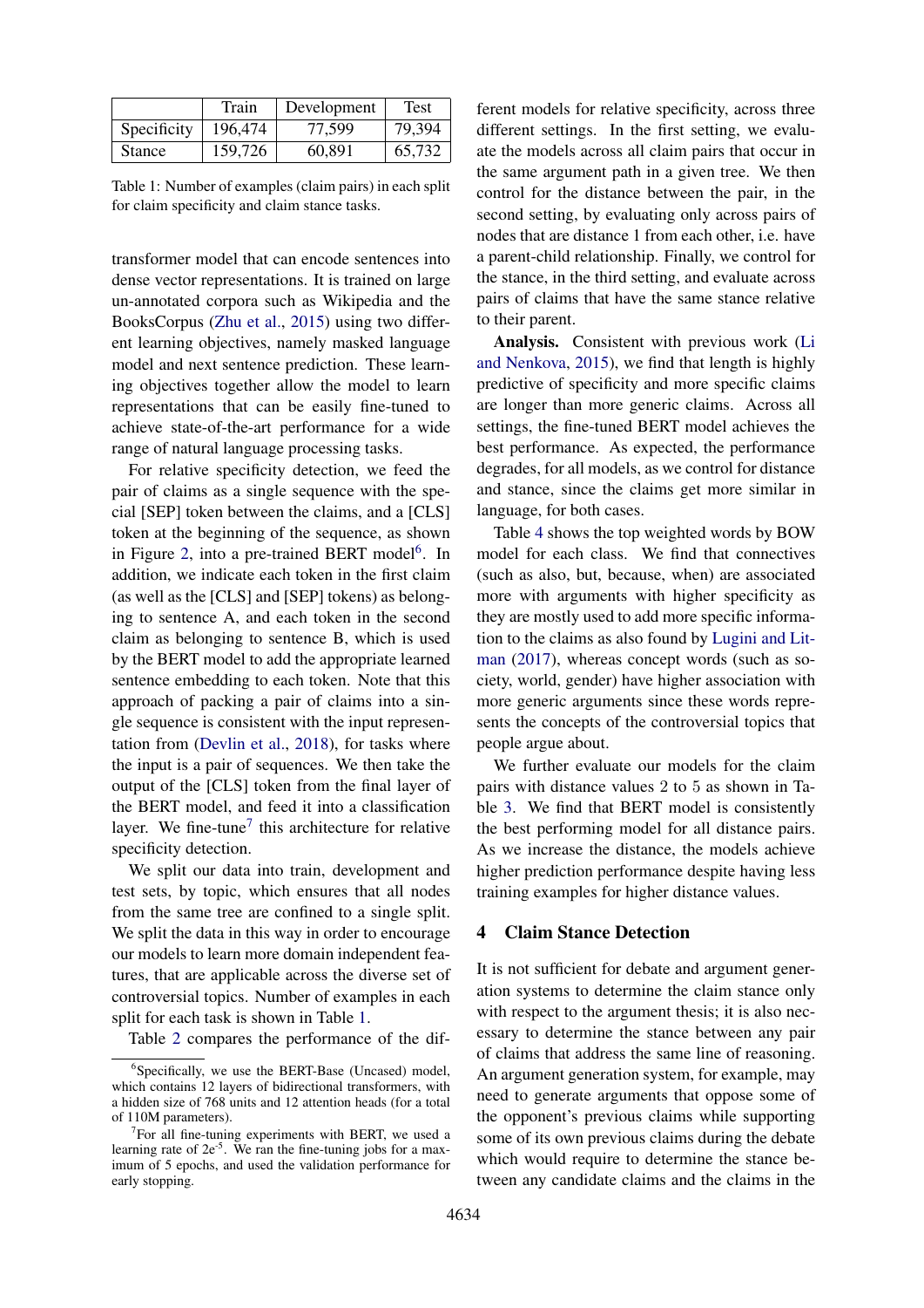|  | Train | Development | Test |
| --- | --- | --- | --- |
| Specificity | 196,474 | 77,599 | 79,394 |
| Stance | 159,726 | 60,891 | 65,732 |

Table 1: Number of examples (claim pairs) in each split for claim specificity and claim stance tasks.

transformer model that can encode sentences into dense vector representations. It is trained on large un-annotated corpora such as Wikipedia and the BooksCorpus (Zhu et al., 2015) using two different learning objectives, namely masked language model and next sentence prediction. These learning objectives together allow the model to learn representations that can be easily fine-tuned to achieve state-of-the-art performance for a wide range of natural language processing tasks.

For relative specificity detection, we feed the pair of claims as a single sequence with the special [SEP] token between the claims, and a [CLS] token at the beginning of the sequence, as shown in Figure 2, into a pre-trained BERT model[6]. In addition, we indicate each token in the first claim (as well as the [CLS] and [SEP] tokens) as belonging to sentence A, and each token in the second claim as belonging to sentence B, which is used by the BERT model to add the appropriate learned sentence embedding to each token. Note that this approach of packing a pair of claims into a single sequence is consistent with the input representation from (Devlin et al., 2018), for tasks where the input is a pair of sequences. We then take the output of the [CLS] token from the final layer of the BERT model, and feed it into a classification layer. We fine-tune[7] this architecture for relative specificity detection.

We split our data into train, development and test sets, by topic, which ensures that all nodes from the same tree are confined to a single split. We split the data in this way in order to encourage our models to learn more domain independent features, that are applicable across the diverse set of controversial topics. Number of examples in each split for each task is shown in Table 1.

Table 2 compares the performance of the different models for relative specificity, across three different settings. In the first setting, we evaluate the models across all claim pairs that occur in the same argument path in a given tree. We then control for the distance between the pair, in the second setting, by evaluating only across pairs of nodes that are distance 1 from each other, i.e. have a parent-child relationship. Finally, we control for the stance, in the third setting, and evaluate across pairs of claims that have the same stance relative to their parent.

**Analysis.** Consistent with previous work (Li and Nenkova, 2015), we find that length is highly predictive of specificity and more specific claims are longer than more generic claims. Across all settings, the fine-tuned BERT model achieves the best performance. As expected, the performance degrades, for all models, as we control for distance and stance, since the claims get more similar in language, for both cases.

Table 4 shows the top weighted words by BOW model for each class. We find that connectives (such as also, but, because, when) are associated more with arguments with higher specificity as they are mostly used to add more specific information to the claims as also found by Lugini and Litman (2017), whereas concept words (such as society, world, gender) have higher association with more generic arguments since these words represents the concepts of the controversial topics that people argue about.

We further evaluate our models for the claim pairs with distance values 2 to 5 as shown in Table 3. We find that BERT model is consistently the best performing model for all distance pairs. As we increase the distance, the models achieve higher prediction performance despite having less training examples for higher distance values.

## 4 Claim Stance Detection

It is not sufficient for debate and argument generation systems to determine the claim stance only with respect to the argument thesis; it is also necessary to determine the stance between any pair of claims that address the same line of reasoning. An argument generation system, for example, may need to generate arguments that oppose some of the opponent's previous claims while supporting some of its own previous claims during the debate which would require to determine the stance between any candidate claims and the claims in the

[6] Specifically, we use the BERT-Base (Uncased) model, which contains 12 layers of bidirectional transformers, with a hidden size of 768 units and 12 attention heads (for a total of 110M parameters).

[7] For all fine-tuning experiments with BERT, we used a learning rate of $2e^{-5}$. We ran the fine-tuning jobs for a maximum of 5 epochs, and used the validation performance for early stopping.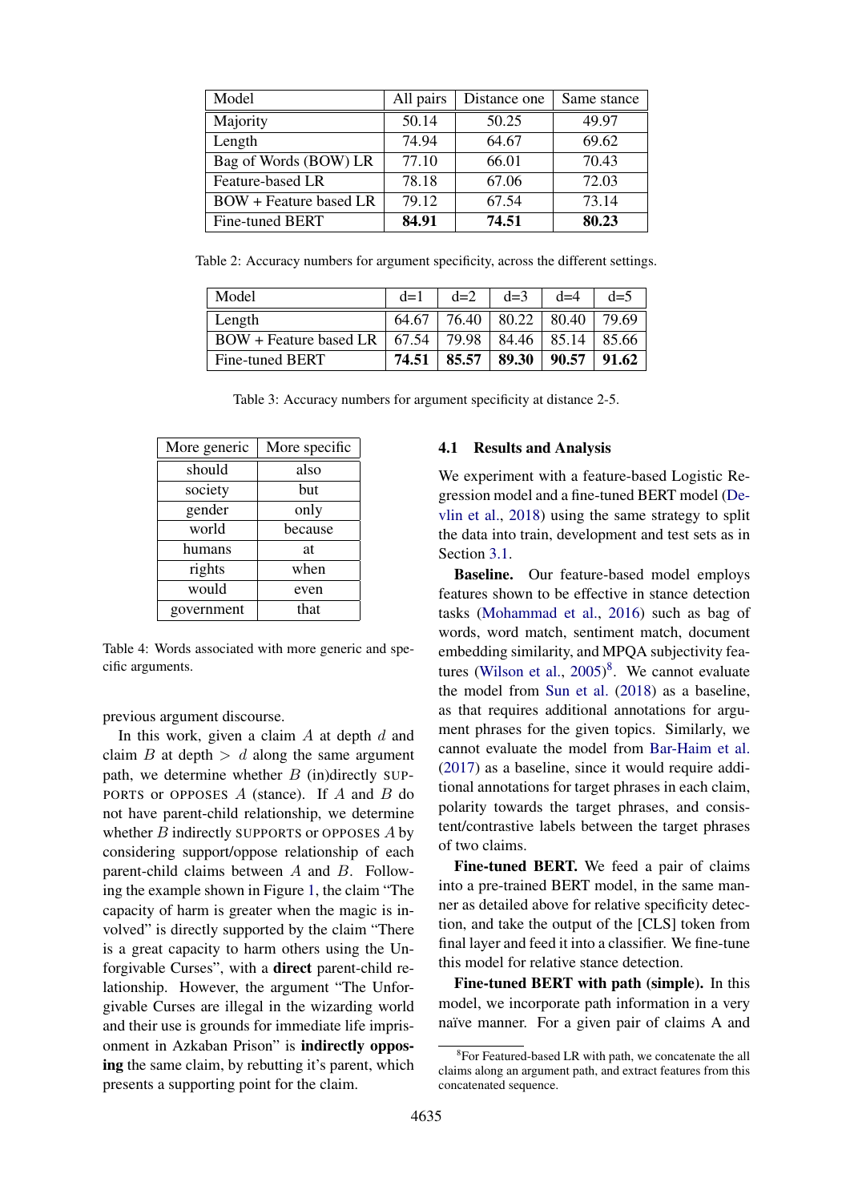| Model | All pairs | Distance one | Same stance |
|---|---|---|---|
| Majority | 50.14 | 50.25 | 49.97 |
| Length | 74.94 | 64.67 | 69.62 |
| Bag of Words (BOW) LR | 77.10 | 66.01 | 70.43 |
| Feature-based LR | 78.18 | 67.06 | 72.03 |
| BOW + Feature based LR | 79.12 | 67.54 | 73.14 |
| Fine-tuned BERT | **84.91** | **74.51** | **80.23** |

Table 2: Accuracy numbers for argument specificity, across the different settings.

| Model | d=1 | d=2 | d=3 | d=4 | d=5 |
|---|---|---|---|---|---|
| Length | 64.67 | 76.40 | 80.22 | 80.40 | 79.69 |
| BOW + Feature based LR | 67.54 | 79.98 | 84.46 | 85.14 | 85.66 |
| Fine-tuned BERT | **74.51** | **85.57** | **89.30** | **90.57** | **91.62** |

Table 3: Accuracy numbers for argument specificity at distance 2-5.

| More generic | More specific |
|---|---|
| should | also |
| society | but |
| gender | only |
| world | because |
| humans | at |
| rights | when |
| would | even |
| government | that |

Table 4: Words associated with more generic and specific arguments.

previous argument discourse.

In this work, given a claim $A$ at depth $d$ and claim $B$ at depth $> d$ along the same argument path, we determine whether $B$ (in)directly SUPPORTS or OPPOSES $A$ (stance). If $A$ and $B$ do not have parent-child relationship, we determine whether $B$ indirectly SUPPORTS or OPPOSES $A$ by considering support/oppose relationship of each parent-child claims between $A$ and $B$. Following the example shown in Figure 1, the claim "The capacity of harm is greater when the magic is involved" is directly supported by the claim "There is a great capacity to harm others using the Unforgivable Curses", with a **direct** parent-child relationship. However, the argument "The Unforgivable Curses are illegal in the wizarding world and their use is grounds for immediate life imprisonment in Azkaban Prison" is **indirectly opposing** the same claim, by rebutting it's parent, which presents a supporting point for the claim.

### 4.1 Results and Analysis

We experiment with a feature-based Logistic Regression model and a fine-tuned BERT model (Devlin et al., 2018) using the same strategy to split the data into train, development and test sets as in Section 3.1.

**Baseline.** Our feature-based model employs features shown to be effective in stance detection tasks (Mohammad et al., 2016) such as bag of words, word match, sentiment match, document embedding similarity, and MPQA subjectivity features (Wilson et al., 2005)[8]. We cannot evaluate the model from Sun et al. (2018) as a baseline, as that requires additional annotations for argument phrases for the given topics. Similarly, we cannot evaluate the model from Bar-Haim et al. (2017) as a baseline, since it would require additional annotations for target phrases in each claim, polarity towards the target phrases, and consistent/contrastive labels between the target phrases of two claims.

**Fine-tuned BERT.** We feed a pair of claims into a pre-trained BERT model, in the same manner as detailed above for relative specificity detection, and take the output of the [CLS] token from final layer and feed it into a classifier. We fine-tune this model for relative stance detection.

**Fine-tuned BERT with path (simple).** In this model, we incorporate path information in a very naïve manner. For a given pair of claims A and

[8]For Featured-based LR with path, we concatenate the all claims along an argument path, and extract features from this concatenated sequence.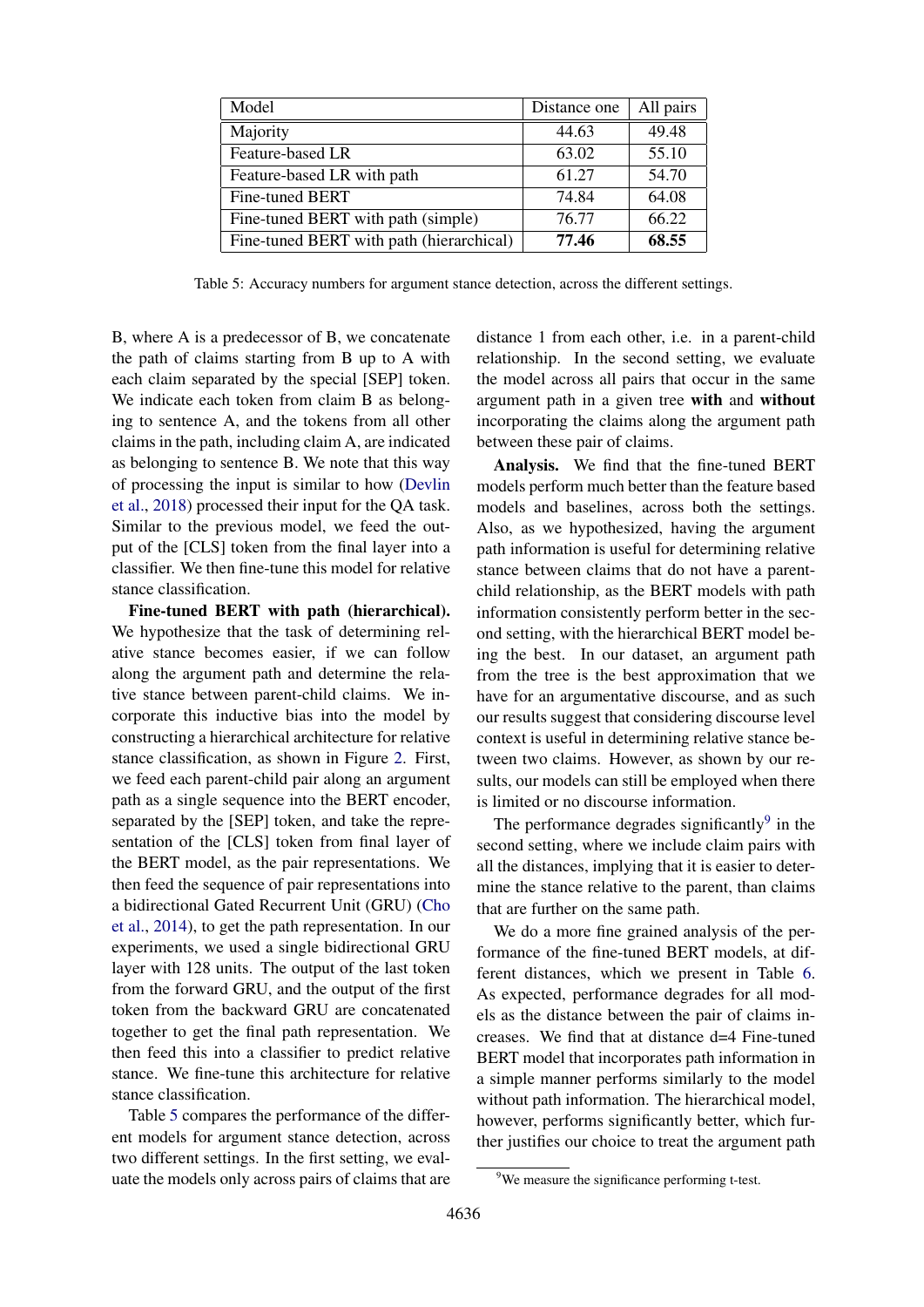| Model | Distance one | All pairs |
|---|---|---|
| Majority | 44.63 | 49.48 |
| Feature-based LR | 63.02 | 55.10 |
| Feature-based LR with path | 61.27 | 54.70 |
| Fine-tuned BERT | 74.84 | 64.08 |
| Fine-tuned BERT with path (simple) | 76.77 | 66.22 |
| Fine-tuned BERT with path (hierarchical) | **77.46** | **68.55** |

Table 5: Accuracy numbers for argument stance detection, across the different settings.

B, where A is a predecessor of B, we concatenate the path of claims starting from B up to A with each claim separated by the special [SEP] token. We indicate each token from claim B as belonging to sentence A, and the tokens from all other claims in the path, including claim A, are indicated as belonging to sentence B. We note that this way of processing the input is similar to how (Devlin et al., 2018) processed their input for the QA task. Similar to the previous model, we feed the output of the [CLS] token from the final layer into a classifier. We then fine-tune this model for relative stance classification.

**Fine-tuned BERT with path (hierarchical).** We hypothesize that the task of determining relative stance becomes easier, if we can follow along the argument path and determine the relative stance between parent-child claims. We incorporate this inductive bias into the model by constructing a hierarchical architecture for relative stance classification, as shown in Figure 2. First, we feed each parent-child pair along an argument path as a single sequence into the BERT encoder, separated by the [SEP] token, and take the representation of the [CLS] token from final layer of the BERT model, as the pair representations. We then feed the sequence of pair representations into a bidirectional Gated Recurrent Unit (GRU) (Cho et al., 2014), to get the path representation. In our experiments, we used a single bidirectional GRU layer with 128 units. The output of the last token from the forward GRU, and the output of the first token from the backward GRU are concatenated together to get the final path representation. We then feed this into a classifier to predict relative stance. We fine-tune this architecture for relative stance classification.

Table 5 compares the performance of the different models for argument stance detection, across two different settings. In the first setting, we evaluate the models only across pairs of claims that are distance 1 from each other, i.e. in a parent-child relationship. In the second setting, we evaluate the model across all pairs that occur in the same argument path in a given tree **with** and **without** incorporating the claims along the argument path between these pair of claims.

**Analysis.** We find that the fine-tuned BERT models perform much better than the feature based models and baselines, across both the settings. Also, as we hypothesized, having the argument path information is useful for determining relative stance between claims that do not have a parent-child relationship, as the BERT models with path information consistently perform better in the second setting, with the hierarchical BERT model being the best. In our dataset, an argument path from the tree is the best approximation that we have for an argumentative discourse, and as such our results suggest that considering discourse level context is useful in determining relative stance between two claims. However, as shown by our results, our models can still be employed when there is limited or no discourse information.

The performance degrades significantly[9] in the second setting, where we include claim pairs with all the distances, implying that it is easier to determine the stance relative to the parent, than claims that are further on the same path.

We do a more fine grained analysis of the performance of the fine-tuned BERT models, at different distances, which we present in Table 6. As expected, performance degrades for all models as the distance between the pair of claims increases. We find that at distance d=4 Fine-tuned BERT model that incorporates path information in a simple manner performs similarly to the model without path information. The hierarchical model, however, performs significantly better, which further justifies our choice to treat the argument path

[9] We measure the significance performing t-test.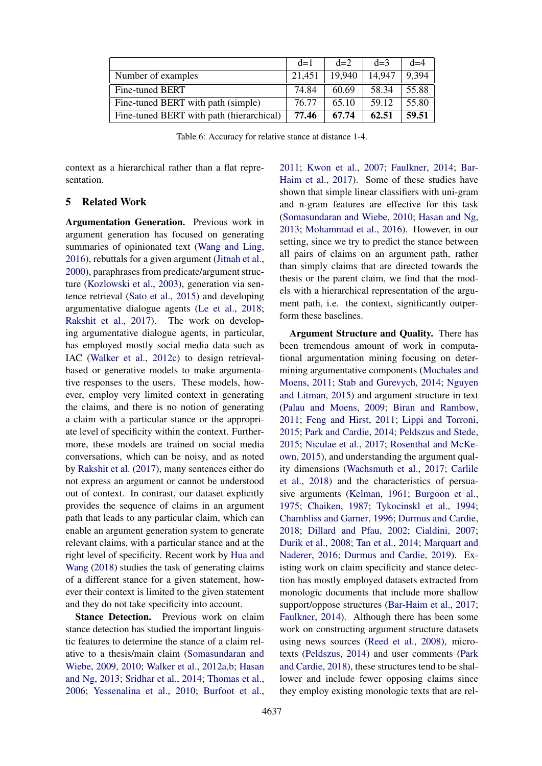|  | d=1 | d=2 | d=3 | d=4 |
|---|---|---|---|---|
| Number of examples | 21,451 | 19,940 | 14,947 | 9,394 |
| Fine-tuned BERT | 74.84 | 60.69 | 58.34 | 55.88 |
| Fine-tuned BERT with path (simple) | 76.77 | 65.10 | 59.12 | 55.80 |
| Fine-tuned BERT with path (hierarchical) | **77.46** | **67.74** | **62.51** | **59.51** |

Table 6: Accuracy for relative stance at distance 1-4.

context as a hierarchical rather than a flat representation.

## 5 Related Work

**Argumentation Generation.** Previous work in argument generation has focused on generating summaries of opinionated text (Wang and Ling, 2016), rebuttals for a given argument (Jitnah et al., 2000), paraphrases from predicate/argument structure (Kozlowski et al., 2003), generation via sentence retrieval (Sato et al., 2015) and developing argumentative dialogue agents (Le et al., 2018; Rakshit et al., 2017). The work on developing argumentative dialogue agents, in particular, has employed mostly social media data such as IAC (Walker et al., 2012c) to design retrieval-based or generative models to make argumentative responses to the users. These models, however, employ very limited context in generating the claims, and there is no notion of generating a claim with a particular stance or the appropriate level of specificity within the context. Furthermore, these models are trained on social media conversations, which can be noisy, and as noted by Rakshit et al. (2017), many sentences either do not express an argument or cannot be understood out of context. In contrast, our dataset explicitly provides the sequence of claims in an argument path that leads to any particular claim, which can enable an argument generation system to generate relevant claims, with a particular stance and at the right level of specificity. Recent work by Hua and Wang (2018) studies the task of generating claims of a different stance for a given statement, however their context is limited to the given statement and they do not take specificity into account.

**Stance Detection.** Previous work on claim stance detection has studied the important linguistic features to determine the stance of a claim relative to a thesis/main claim (Somasundaran and Wiebe, 2009, 2010; Walker et al., 2012a,b; Hasan and Ng, 2013; Sridhar et al., 2014; Thomas et al., 2006; Yessenalina et al., 2010; Burfoot et al., 2011; Kwon et al., 2007; Faulkner, 2014; Bar-Haim et al., 2017). Some of these studies have shown that simple linear classifiers with uni-gram and n-gram features are effective for this task (Somasundaran and Wiebe, 2010; Hasan and Ng, 2013; Mohammad et al., 2016). However, in our setting, since we try to predict the stance between all pairs of claims on an argument path, rather than simply claims that are directed towards the thesis or the parent claim, we find that the models with a hierarchical representation of the argument path, i.e. the context, significantly outperform these baselines.

**Argument Structure and Quality.** There has been tremendous amount of work in computational argumentation mining focusing on determining argumentative components (Mochales and Moens, 2011; Stab and Gurevych, 2014; Nguyen and Litman, 2015) and argument structure in text (Palau and Moens, 2009; Biran and Rambow, 2011; Feng and Hirst, 2011; Lippi and Torroni, 2015; Park and Cardie, 2014; Peldszus and Stede, 2015; Niculae et al., 2017; Rosenthal and McKeown, 2015), and understanding the argument quality dimensions (Wachsmuth et al., 2017; Carlile et al., 2018) and the characteristics of persuasive arguments (Kelman, 1961; Burgoon et al., 1975; Chaiken, 1987; Tykocinskl et al., 1994; Chambliss and Garner, 1996; Durmus and Cardie, 2018; Dillard and Pfau, 2002; Cialdini, 2007; Durik et al., 2008; Tan et al., 2014; Marquart and Naderer, 2016; Durmus and Cardie, 2019). Existing work on claim specificity and stance detection has mostly employed datasets extracted from monologic documents that include more shallow support/oppose structures (Bar-Haim et al., 2017; Faulkner, 2014). Although there has been some work on constructing argument structure datasets using news sources (Reed et al., 2008), microtexts (Peldszus, 2014) and user comments (Park and Cardie, 2018), these structures tend to be shallower and include fewer opposing claims since they employ existing monologic texts that are rel-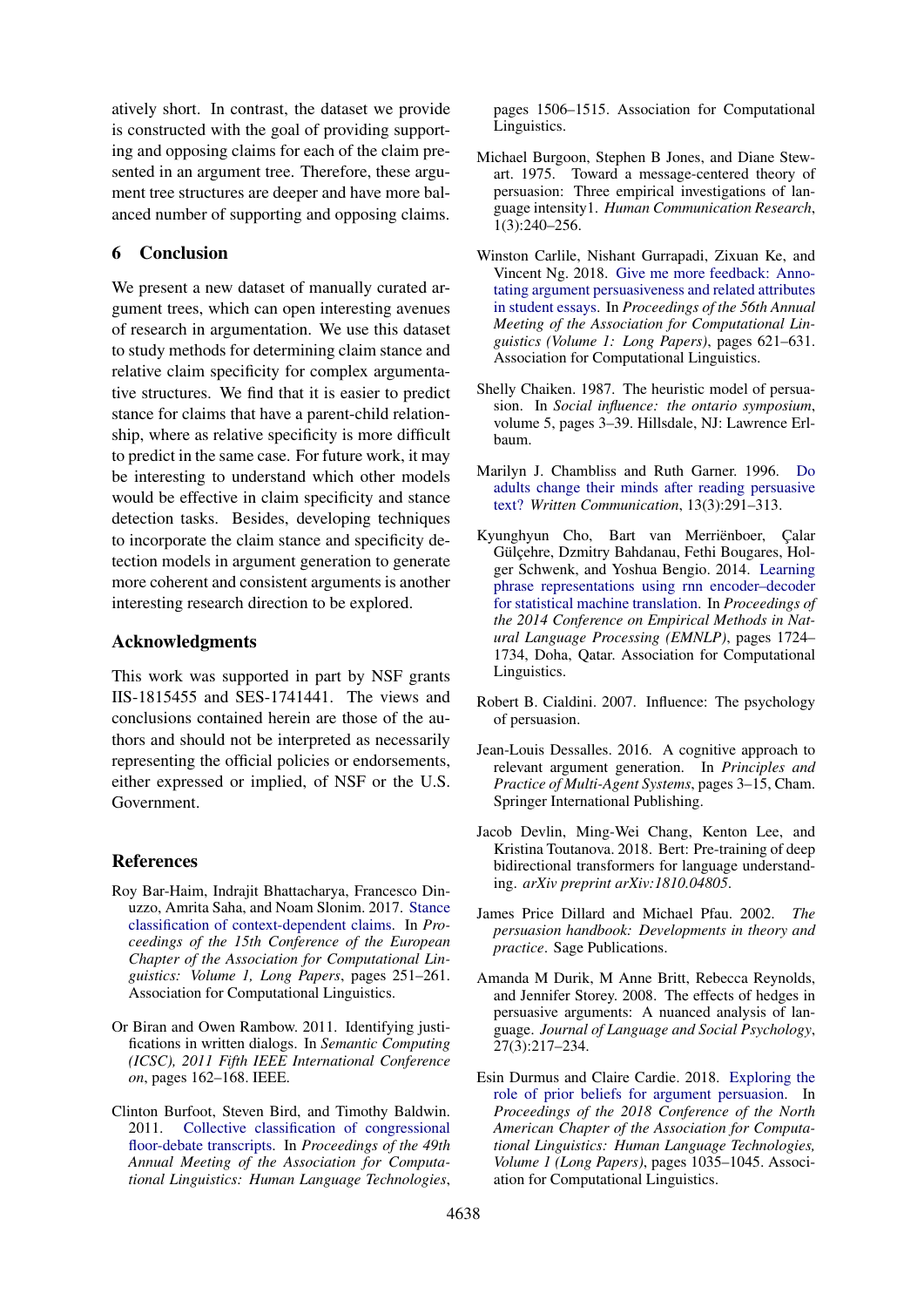atively short. In contrast, the dataset we provide is constructed with the goal of providing supporting and opposing claims for each of the claim presented in an argument tree. Therefore, these argument tree structures are deeper and have more balanced number of supporting and opposing claims.

## 6 Conclusion

We present a new dataset of manually curated argument trees, which can open interesting avenues of research in argumentation. We use this dataset to study methods for determining claim stance and relative claim specificity for complex argumentative structures. We find that it is easier to predict stance for claims that have a parent-child relationship, where as relative specificity is more difficult to predict in the same case. For future work, it may be interesting to understand which other models would be effective in claim specificity and stance detection tasks. Besides, developing techniques to incorporate the claim stance and specificity detection models in argument generation to generate more coherent and consistent arguments is another interesting research direction to be explored.

## Acknowledgments

This work was supported in part by NSF grants IIS-1815455 and SES-1741441. The views and conclusions contained herein are those of the authors and should not be interpreted as necessarily representing the official policies or endorsements, either expressed or implied, of NSF or the U.S. Government.

## References

Roy Bar-Haim, Indrajit Bhattacharya, Francesco Dinuzzo, Amrita Saha, and Noam Slonim. 2017. Stance classification of context-dependent claims. In *Proceedings of the 15th Conference of the European Chapter of the Association for Computational Linguistics: Volume 1, Long Papers*, pages 251–261. Association for Computational Linguistics.

Or Biran and Owen Rambow. 2011. Identifying justifications in written dialogs. In *Semantic Computing (ICSC), 2011 Fifth IEEE International Conference on*, pages 162–168. IEEE.

Clinton Burfoot, Steven Bird, and Timothy Baldwin. 2011. Collective classification of congressional floor-debate transcripts. In *Proceedings of the 49th Annual Meeting of the Association for Computational Linguistics: Human Language Technologies*, pages 1506–1515. Association for Computational Linguistics.

Michael Burgoon, Stephen B Jones, and Diane Stewart. 1975. Toward a message-centered theory of persuasion: Three empirical investigations of language intensity1. *Human Communication Research*, 1(3):240–256.

Winston Carlile, Nishant Gurrapadi, Zixuan Ke, and Vincent Ng. 2018. Give me more feedback: Annotating argument persuasiveness and related attributes in student essays. In *Proceedings of the 56th Annual Meeting of the Association for Computational Linguistics (Volume 1: Long Papers)*, pages 621–631. Association for Computational Linguistics.

Shelly Chaiken. 1987. The heuristic model of persuasion. In *Social influence: the ontario symposium*, volume 5, pages 3–39. Hillsdale, NJ: Lawrence Erlbaum.

Marilyn J. Chambliss and Ruth Garner. 1996. Do adults change their minds after reading persuasive text? *Written Communication*, 13(3):291–313.

Kyunghyun Cho, Bart van Merriënboer, Çalar Gülçehre, Dzmitry Bahdanau, Fethi Bougares, Holger Schwenk, and Yoshua Bengio. 2014. Learning phrase representations using rnn encoder–decoder for statistical machine translation. In *Proceedings of the 2014 Conference on Empirical Methods in Natural Language Processing (EMNLP)*, pages 1724–1734, Doha, Qatar. Association for Computational Linguistics.

Robert B. Cialdini. 2007. Influence: The psychology of persuasion.

Jean-Louis Dessalles. 2016. A cognitive approach to relevant argument generation. In *Principles and Practice of Multi-Agent Systems*, pages 3–15, Cham. Springer International Publishing.

Jacob Devlin, Ming-Wei Chang, Kenton Lee, and Kristina Toutanova. 2018. Bert: Pre-training of deep bidirectional transformers for language understanding. *arXiv preprint arXiv:1810.04805*.

James Price Dillard and Michael Pfau. 2002. *The persuasion handbook: Developments in theory and practice*. Sage Publications.

Amanda M Durik, M Anne Britt, Rebecca Reynolds, and Jennifer Storey. 2008. The effects of hedges in persuasive arguments: A nuanced analysis of language. *Journal of Language and Social Psychology*, 27(3):217–234.

Esin Durmus and Claire Cardie. 2018. Exploring the role of prior beliefs for argument persuasion. In *Proceedings of the 2018 Conference of the North American Chapter of the Association for Computational Linguistics: Human Language Technologies, Volume 1 (Long Papers)*, pages 1035–1045. Association for Computational Linguistics.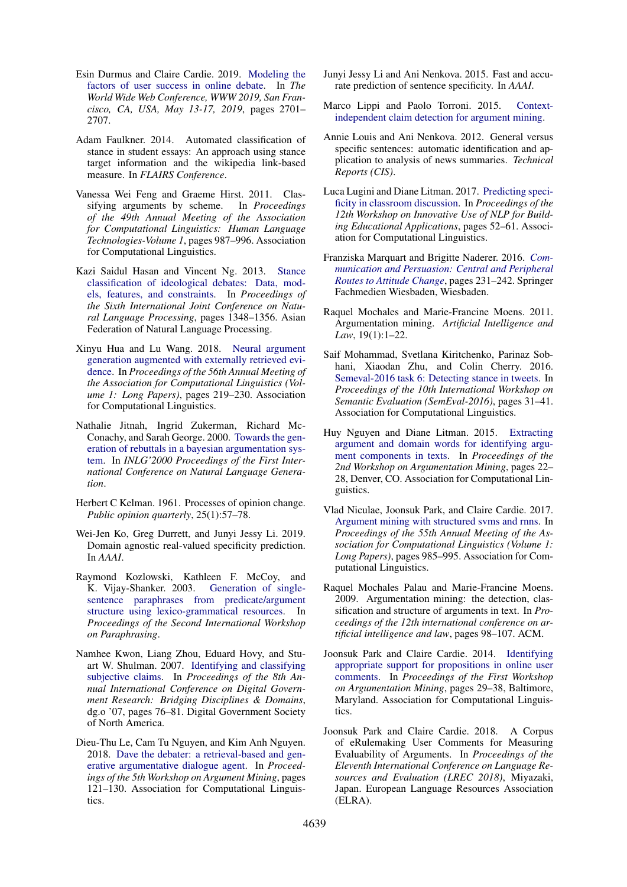Esin Durmus and Claire Cardie. 2019. Modeling the factors of user success in online debate. In *The World Wide Web Conference, WWW 2019, San Francisco, CA, USA, May 13-17, 2019*, pages 2701–2707.

Adam Faulkner. 2014. Automated classification of stance in student essays: An approach using stance target information and the wikipedia link-based measure. In *FLAIRS Conference*.

Vanessa Wei Feng and Graeme Hirst. 2011. Classifying arguments by scheme. In *Proceedings of the 49th Annual Meeting of the Association for Computational Linguistics: Human Language Technologies-Volume 1*, pages 987–996. Association for Computational Linguistics.

Kazi Saidul Hasan and Vincent Ng. 2013. Stance classification of ideological debates: Data, models, features, and constraints. In *Proceedings of the Sixth International Joint Conference on Natural Language Processing*, pages 1348–1356. Asian Federation of Natural Language Processing.

Xinyu Hua and Lu Wang. 2018. Neural argument generation augmented with externally retrieved evidence. In *Proceedings of the 56th Annual Meeting of the Association for Computational Linguistics (Volume 1: Long Papers)*, pages 219–230. Association for Computational Linguistics.

Nathalie Jitnah, Ingrid Zukerman, Richard McConachy, and Sarah George. 2000. Towards the generation of rebuttals in a bayesian argumentation system. In *INLG'2000 Proceedings of the First International Conference on Natural Language Generation*.

Herbert C Kelman. 1961. Processes of opinion change. *Public opinion quarterly*, 25(1):57–78.

Wei-Jen Ko, Greg Durrett, and Junyi Jessy Li. 2019. Domain agnostic real-valued specificity prediction. In *AAAI*.

Raymond Kozlowski, Kathleen F. McCoy, and K. Vijay-Shanker. 2003. Generation of single-sentence paraphrases from predicate/argument structure using lexico-grammatical resources. In *Proceedings of the Second International Workshop on Paraphrasing*.

Namhee Kwon, Liang Zhou, Eduard Hovy, and Stuart W. Shulman. 2007. Identifying and classifying subjective claims. In *Proceedings of the 8th Annual International Conference on Digital Government Research: Bridging Disciplines & Domains*, dg.o '07, pages 76–81. Digital Government Society of North America.

Dieu-Thu Le, Cam Tu Nguyen, and Kim Anh Nguyen. 2018. Dave the debater: a retrieval-based and generative argumentative dialogue agent. In *Proceedings of the 5th Workshop on Argument Mining*, pages 121–130. Association for Computational Linguistics.

Junyi Jessy Li and Ani Nenkova. 2015. Fast and accurate prediction of sentence specificity. In *AAAI*.

Marco Lippi and Paolo Torroni. 2015. Context-independent claim detection for argument mining.

Annie Louis and Ani Nenkova. 2012. General versus specific sentences: automatic identification and application to analysis of news summaries. *Technical Reports (CIS)*.

Luca Lugini and Diane Litman. 2017. Predicting specificity in classroom discussion. In *Proceedings of the 12th Workshop on Innovative Use of NLP for Building Educational Applications*, pages 52–61. Association for Computational Linguistics.

Franziska Marquart and Brigitte Naderer. 2016. *Communication and Persuasion: Central and Peripheral Routes to Attitude Change*, pages 231–242. Springer Fachmedien Wiesbaden, Wiesbaden.

Raquel Mochales and Marie-Francine Moens. 2011. Argumentation mining. *Artificial Intelligence and Law*, 19(1):1–22.

Saif Mohammad, Svetlana Kiritchenko, Parinaz Sobhani, Xiaodan Zhu, and Colin Cherry. 2016. Semeval-2016 task 6: Detecting stance in tweets. In *Proceedings of the 10th International Workshop on Semantic Evaluation (SemEval-2016)*, pages 31–41. Association for Computational Linguistics.

Huy Nguyen and Diane Litman. 2015. Extracting argument and domain words for identifying argument components in texts. In *Proceedings of the 2nd Workshop on Argumentation Mining*, pages 22–28, Denver, CO. Association for Computational Linguistics.

Vlad Niculae, Joonsuk Park, and Claire Cardie. 2017. Argument mining with structured svms and rnns. In *Proceedings of the 55th Annual Meeting of the Association for Computational Linguistics (Volume 1: Long Papers)*, pages 985–995. Association for Computational Linguistics.

Raquel Mochales Palau and Marie-Francine Moens. 2009. Argumentation mining: the detection, classification and structure of arguments in text. In *Proceedings of the 12th international conference on artificial intelligence and law*, pages 98–107. ACM.

Joonsuk Park and Claire Cardie. 2014. Identifying appropriate support for propositions in online user comments. In *Proceedings of the First Workshop on Argumentation Mining*, pages 29–38, Baltimore, Maryland. Association for Computational Linguistics.

Joonsuk Park and Claire Cardie. 2018. A Corpus of eRulemaking User Comments for Measuring Evaluability of Arguments. In *Proceedings of the Eleventh International Conference on Language Resources and Evaluation (LREC 2018)*, Miyazaki, Japan. European Language Resources Association (ELRA).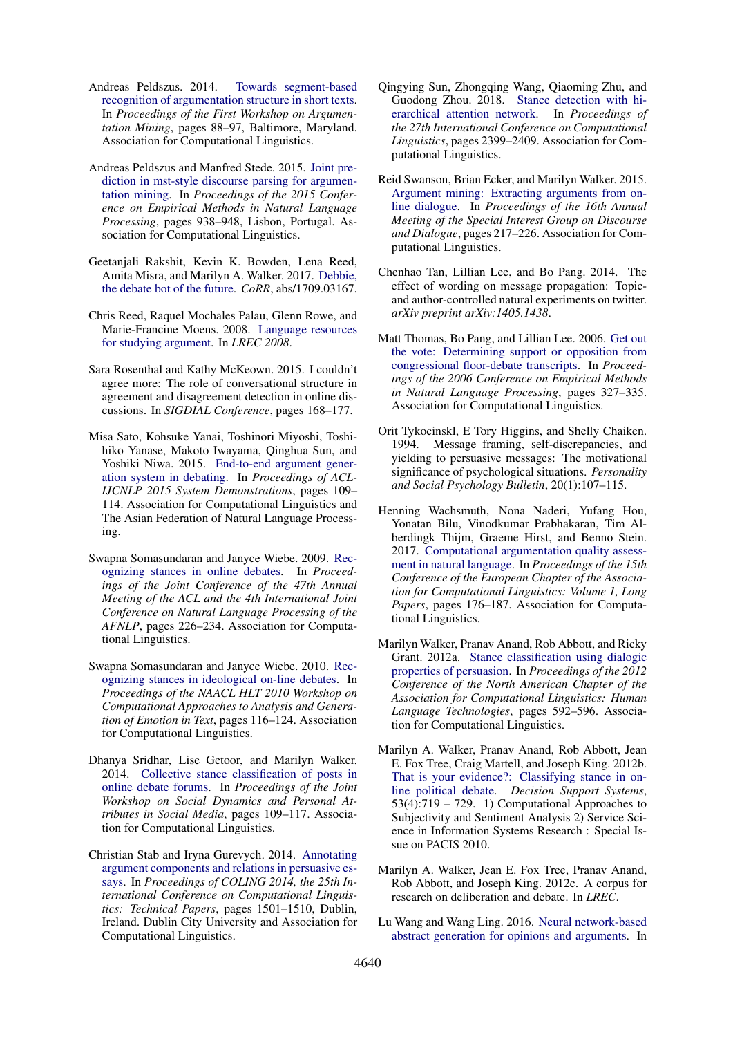Andreas Peldszus. 2014. Towards segment-based recognition of argumentation structure in short texts. In *Proceedings of the First Workshop on Argumentation Mining*, pages 88–97, Baltimore, Maryland. Association for Computational Linguistics.

Andreas Peldszus and Manfred Stede. 2015. Joint prediction in mst-style discourse parsing for argumentation mining. In *Proceedings of the 2015 Conference on Empirical Methods in Natural Language Processing*, pages 938–948, Lisbon, Portugal. Association for Computational Linguistics.

Geetanjali Rakshit, Kevin K. Bowden, Lena Reed, Amita Misra, and Marilyn A. Walker. 2017. Debbie, the debate bot of the future. *CoRR*, abs/1709.03167.

Chris Reed, Raquel Mochales Palau, Glenn Rowe, and Marie-Francine Moens. 2008. Language resources for studying argument. In *LREC 2008*.

Sara Rosenthal and Kathy McKeown. 2015. I couldn't agree more: The role of conversational structure in agreement and disagreement detection in online discussions. In *SIGDIAL Conference*, pages 168–177.

Misa Sato, Kohsuke Yanai, Toshinori Miyoshi, Toshihiko Yanase, Makoto Iwayama, Qinghua Sun, and Yoshiki Niwa. 2015. End-to-end argument generation system in debating. In *Proceedings of ACL-IJCNLP 2015 System Demonstrations*, pages 109–114. Association for Computational Linguistics and The Asian Federation of Natural Language Processing.

Swapna Somasundaran and Janyce Wiebe. 2009. Recognizing stances in online debates. In *Proceedings of the Joint Conference of the 47th Annual Meeting of the ACL and the 4th International Joint Conference on Natural Language Processing of the AFNLP*, pages 226–234. Association for Computational Linguistics.

Swapna Somasundaran and Janyce Wiebe. 2010. Recognizing stances in ideological on-line debates. In *Proceedings of the NAACL HLT 2010 Workshop on Computational Approaches to Analysis and Generation of Emotion in Text*, pages 116–124. Association for Computational Linguistics.

Dhanya Sridhar, Lise Getoor, and Marilyn Walker. 2014. Collective stance classification of posts in online debate forums. In *Proceedings of the Joint Workshop on Social Dynamics and Personal Attributes in Social Media*, pages 109–117. Association for Computational Linguistics.

Christian Stab and Iryna Gurevych. 2014. Annotating argument components and relations in persuasive essays. In *Proceedings of COLING 2014, the 25th International Conference on Computational Linguistics: Technical Papers*, pages 1501–1510, Dublin, Ireland. Dublin City University and Association for Computational Linguistics.

Qingying Sun, Zhongqing Wang, Qiaoming Zhu, and Guodong Zhou. 2018. Stance detection with hierarchical attention network. In *Proceedings of the 27th International Conference on Computational Linguistics*, pages 2399–2409. Association for Computational Linguistics.

Reid Swanson, Brian Ecker, and Marilyn Walker. 2015. Argument mining: Extracting arguments from online dialogue. In *Proceedings of the 16th Annual Meeting of the Special Interest Group on Discourse and Dialogue*, pages 217–226. Association for Computational Linguistics.

Chenhao Tan, Lillian Lee, and Bo Pang. 2014. The effect of wording on message propagation: Topic- and author-controlled natural experiments on twitter. *arXiv preprint arXiv:1405.1438*.

Matt Thomas, Bo Pang, and Lillian Lee. 2006. Get out the vote: Determining support or opposition from congressional floor-debate transcripts. In *Proceedings of the 2006 Conference on Empirical Methods in Natural Language Processing*, pages 327–335. Association for Computational Linguistics.

Orit Tykocinskl, E Tory Higgins, and Shelly Chaiken. 1994. Message framing, self-discrepancies, and yielding to persuasive messages: The motivational significance of psychological situations. *Personality and Social Psychology Bulletin*, 20(1):107–115.

Henning Wachsmuth, Nona Naderi, Yufang Hou, Yonatan Bilu, Vinodkumar Prabhakaran, Tim Alberdingk Thijm, Graeme Hirst, and Benno Stein. 2017. Computational argumentation quality assessment in natural language. In *Proceedings of the 15th Conference of the European Chapter of the Association for Computational Linguistics: Volume 1, Long Papers*, pages 176–187. Association for Computational Linguistics.

Marilyn Walker, Pranav Anand, Rob Abbott, and Ricky Grant. 2012a. Stance classification using dialogic properties of persuasion. In *Proceedings of the 2012 Conference of the North American Chapter of the Association for Computational Linguistics: Human Language Technologies*, pages 592–596. Association for Computational Linguistics.

Marilyn A. Walker, Pranav Anand, Rob Abbott, Jean E. Fox Tree, Craig Martell, and Joseph King. 2012b. That is your evidence?: Classifying stance in online political debate. *Decision Support Systems*, 53(4):719 – 729. 1) Computational Approaches to Subjectivity and Sentiment Analysis 2) Service Science in Information Systems Research : Special Issue on PACIS 2010.

Marilyn A. Walker, Jean E. Fox Tree, Pranav Anand, Rob Abbott, and Joseph King. 2012c. A corpus for research on deliberation and debate. In *LREC*.

Lu Wang and Wang Ling. 2016. Neural network-based abstract generation for opinions and arguments. In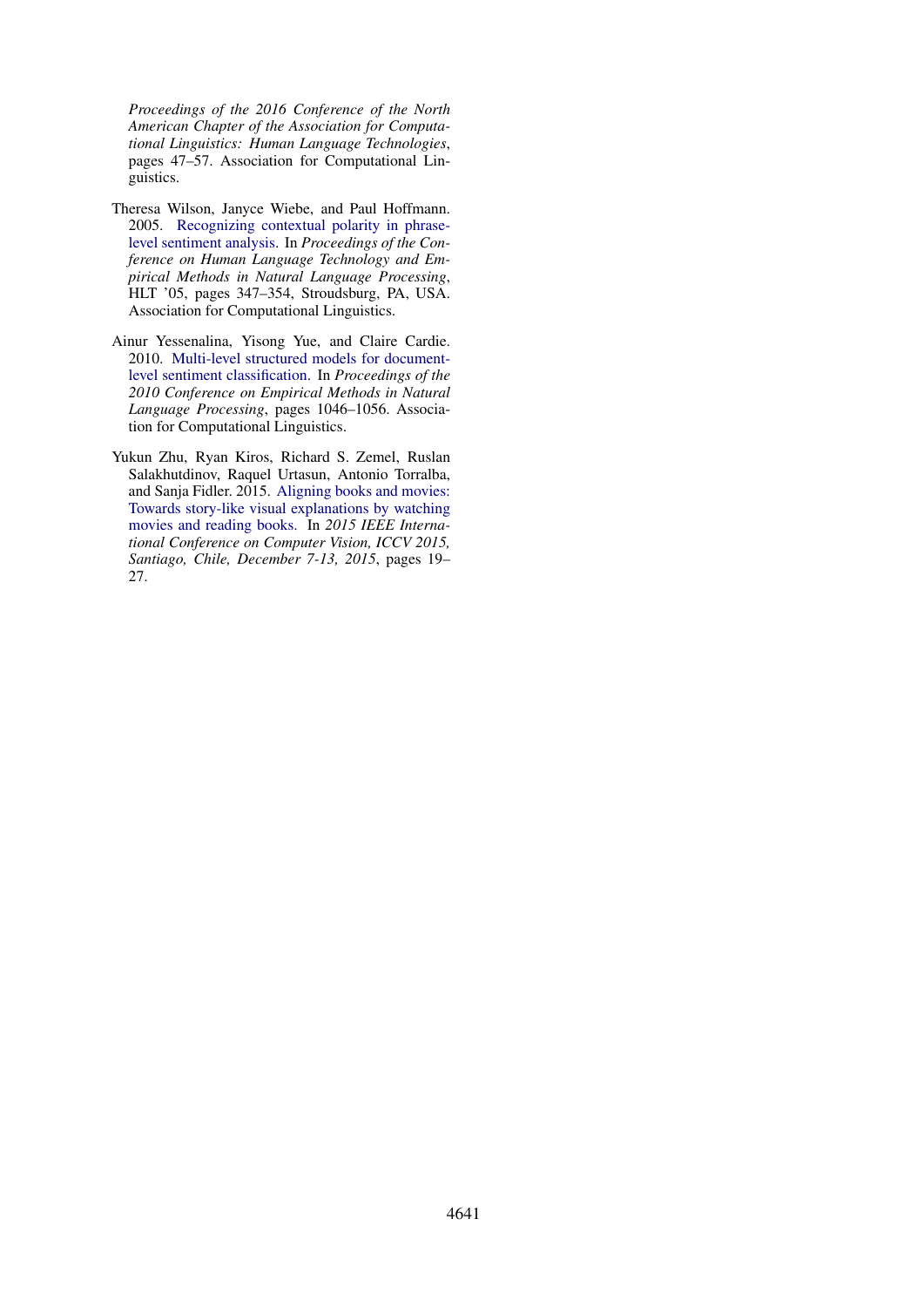*Proceedings of the 2016 Conference of the North American Chapter of the Association for Computational Linguistics: Human Language Technologies*, pages 47–57. Association for Computational Linguistics.

Theresa Wilson, Janyce Wiebe, and Paul Hoffmann. 2005. Recognizing contextual polarity in phrase-level sentiment analysis. In *Proceedings of the Conference on Human Language Technology and Empirical Methods in Natural Language Processing*, HLT '05, pages 347–354, Stroudsburg, PA, USA. Association for Computational Linguistics.

Ainur Yessenalina, Yisong Yue, and Claire Cardie. 2010. Multi-level structured models for document-level sentiment classification. In *Proceedings of the 2010 Conference on Empirical Methods in Natural Language Processing*, pages 1046–1056. Association for Computational Linguistics.

Yukun Zhu, Ryan Kiros, Richard S. Zemel, Ruslan Salakhutdinov, Raquel Urtasun, Antonio Torralba, and Sanja Fidler. 2015. Aligning books and movies: Towards story-like visual explanations by watching movies and reading books. In *2015 IEEE International Conference on Computer Vision, ICCV 2015, Santiago, Chile, December 7-13, 2015*, pages 19–27.